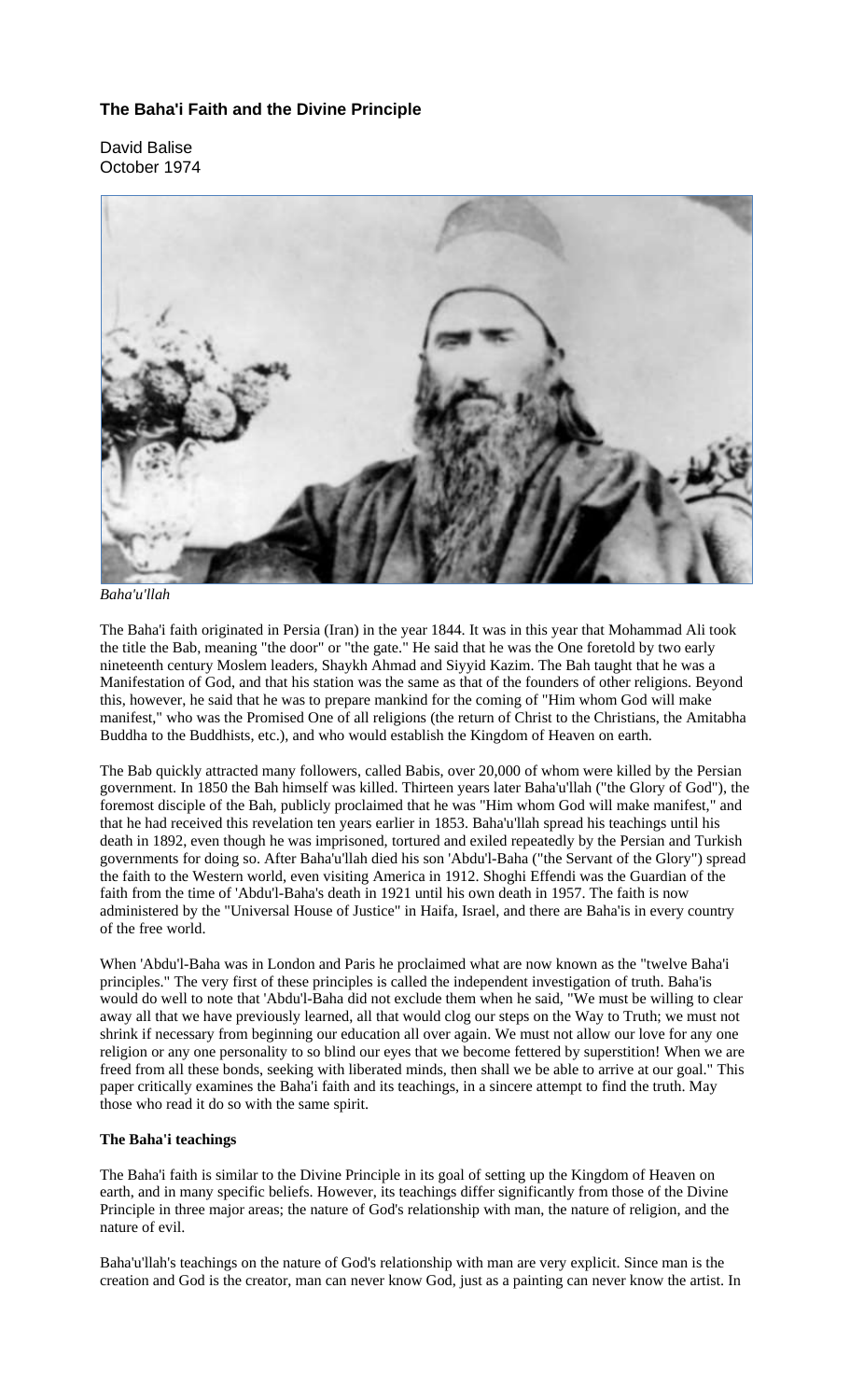### The Baha'i Faith and the Divine Principle

David Balise
October 1974

*Baha'u'llah*

The Baha'i faith originated in Persia (Iran) in the year 1844. It was in this year that Mohammad Ali took the title the Bab, meaning "the door" or "the gate." He said that he was the One foretold by two early nineteenth century Moslem leaders, Shaykh Ahmad and Siyyid Kazim. The Bah taught that he was a Manifestation of God, and that his station was the same as that of the founders of other religions. Beyond this, however, he said that he was to prepare mankind for the coming of "Him whom God will make manifest," who was the Promised One of all religions (the return of Christ to the Christians, the Amitabha Buddha to the Buddhists, etc.), and who would establish the Kingdom of Heaven on earth.

The Bab quickly attracted many followers, called Babis, over 20,000 of whom were killed by the Persian government. In 1850 the Bah himself was killed. Thirteen years later Baha'u'llah ("the Glory of God"), the foremost disciple of the Bah, publicly proclaimed that he was "Him whom God will make manifest," and that he had received this revelation ten years earlier in 1853. Baha'u'llah spread his teachings until his death in 1892, even though he was imprisoned, tortured and exiled repeatedly by the Persian and Turkish governments for doing so. After Baha'u'llah died his son 'Abdu'l-Baha ("the Servant of the Glory") spread the faith to the Western world, even visiting America in 1912. Shoghi Effendi was the Guardian of the faith from the time of 'Abdu'l-Baha's death in 1921 until his own death in 1957. The faith is now administered by the "Universal House of Justice" in Haifa, Israel, and there are Baha'is in every country of the free world.

When 'Abdu'l-Baha was in London and Paris he proclaimed what are now known as the "twelve Baha'i principles." The very first of these principles is called the independent investigation of truth. Baha'is would do well to note that 'Abdu'l-Baha did not exclude them when he said, "We must be willing to clear away all that we have previously learned, all that would clog our steps on the Way to Truth; we must not shrink if necessary from beginning our education all over again. We must not allow our love for any one religion or any one personality to so blind our eyes that we become fettered by superstition! When we are freed from all these bonds, seeking with liberated minds, then shall we be able to arrive at our goal." This paper critically examines the Baha'i faith and its teachings, in a sincere attempt to find the truth. May those who read it do so with the same spirit.

**The Baha'i teachings**

The Baha'i faith is similar to the Divine Principle in its goal of setting up the Kingdom of Heaven on earth, and in many specific beliefs. However, its teachings differ significantly from those of the Divine Principle in three major areas; the nature of God's relationship with man, the nature of religion, and the nature of evil.

Baha'u'llah's teachings on the nature of God's relationship with man are very explicit. Since man is the creation and God is the creator, man can never know God, just as a painting can never know the artist. In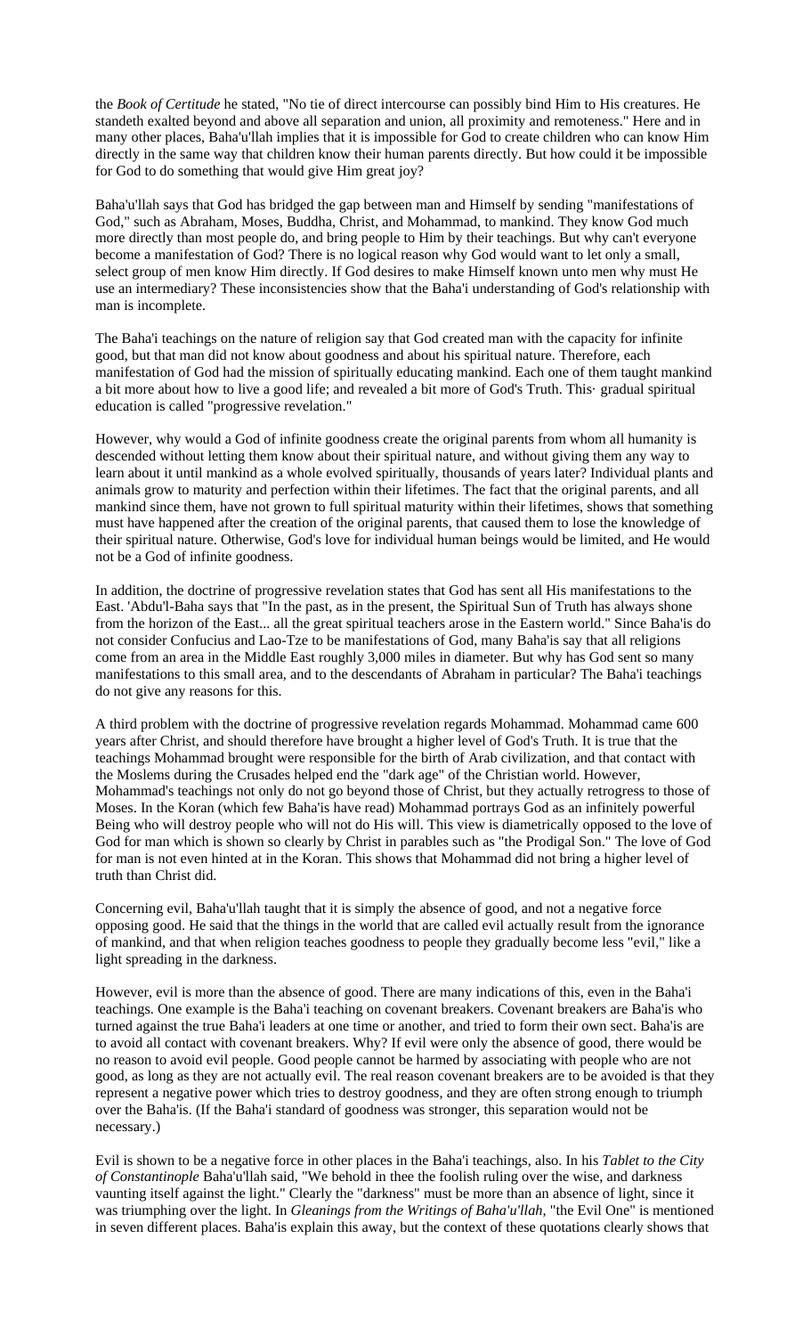the *Book of Certitude* he stated, "No tie of direct intercourse can possibly bind Him to His creatures. He standeth exalted beyond and above all separation and union, all proximity and remoteness." Here and in many other places, Baha'u'llah implies that it is impossible for God to create children who can know Him directly in the same way that children know their human parents directly. But how could it be impossible for God to do something that would give Him great joy?

Baha'u'llah says that God has bridged the gap between man and Himself by sending "manifestations of God," such as Abraham, Moses, Buddha, Christ, and Mohammad, to mankind. They know God much more directly than most people do, and bring people to Him by their teachings. But why can't everyone become a manifestation of God? There is no logical reason why God would want to let only a small, select group of men know Him directly. If God desires to make Himself known unto men why must He use an intermediary? These inconsistencies show that the Baha'i understanding of God's relationship with man is incomplete.

The Baha'i teachings on the nature of religion say that God created man with the capacity for infinite good, but that man did not know about goodness and about his spiritual nature. Therefore, each manifestation of God had the mission of spiritually educating mankind. Each one of them taught mankind a bit more about how to live a good life; and revealed a bit more of God's Truth. This· gradual spiritual education is called "progressive revelation."

However, why would a God of infinite goodness create the original parents from whom all humanity is descended without letting them know about their spiritual nature, and without giving them any way to learn about it until mankind as a whole evolved spiritually, thousands of years later? Individual plants and animals grow to maturity and perfection within their lifetimes. The fact that the original parents, and all mankind since them, have not grown to full spiritual maturity within their lifetimes, shows that something must have happened after the creation of the original parents, that caused them to lose the knowledge of their spiritual nature. Otherwise, God's love for individual human beings would be limited, and He would not be a God of infinite goodness.

In addition, the doctrine of progressive revelation states that God has sent all His manifestations to the East. 'Abdu'l-Baha says that "In the past, as in the present, the Spiritual Sun of Truth has always shone from the horizon of the East... all the great spiritual teachers arose in the Eastern world." Since Baha'is do not consider Confucius and Lao-Tze to be manifestations of God, many Baha'is say that all religions come from an area in the Middle East roughly 3,000 miles in diameter. But why has God sent so many manifestations to this small area, and to the descendants of Abraham in particular? The Baha'i teachings do not give any reasons for this.

A third problem with the doctrine of progressive revelation regards Mohammad. Mohammad came 600 years after Christ, and should therefore have brought a higher level of God's Truth. It is true that the teachings Mohammad brought were responsible for the birth of Arab civilization, and that contact with the Moslems during the Crusades helped end the "dark age" of the Christian world. However, Mohammad's teachings not only do not go beyond those of Christ, but they actually retrogress to those of Moses. In the Koran (which few Baha'is have read) Mohammad portrays God as an infinitely powerful Being who will destroy people who will not do His will. This view is diametrically opposed to the love of God for man which is shown so clearly by Christ in parables such as "the Prodigal Son." The love of God for man is not even hinted at in the Koran. This shows that Mohammad did not bring a higher level of truth than Christ did.

Concerning evil, Baha'u'llah taught that it is simply the absence of good, and not a negative force opposing good. He said that the things in the world that are called evil actually result from the ignorance of mankind, and that when religion teaches goodness to people they gradually become less "evil," like a light spreading in the darkness.

However, evil is more than the absence of good. There are many indications of this, even in the Baha'i teachings. One example is the Baha'i teaching on covenant breakers. Covenant breakers are Baha'is who turned against the true Baha'i leaders at one time or another, and tried to form their own sect. Baha'is are to avoid all contact with covenant breakers. Why? If evil were only the absence of good, there would be no reason to avoid evil people. Good people cannot be harmed by associating with people who are not good, as long as they are not actually evil. The real reason covenant breakers are to be avoided is that they represent a negative power which tries to destroy goodness, and they are often strong enough to triumph over the Baha'is. (If the Baha'i standard of goodness was stronger, this separation would not be necessary.)

Evil is shown to be a negative force in other places in the Baha'i teachings, also. In his *Tablet to the City of Constantinople* Baha'u'llah said, "We behold in thee the foolish ruling over the wise, and darkness vaunting itself against the light." Clearly the "darkness" must be more than an absence of light, since it was triumphing over the light. In *Gleanings from the Writings of Baha'u'llah,* "the Evil One" is mentioned in seven different places. Baha'is explain this away, but the context of these quotations clearly shows that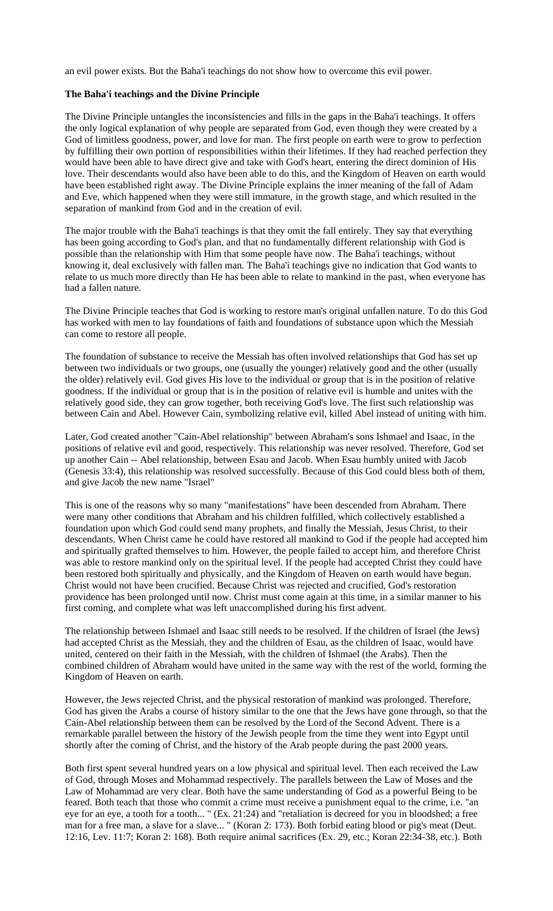an evil power exists. But the Baha'i teachings do not show how to overcome this evil power.

**The Baha'i teachings and the Divine Principle**

The Divine Principle untangles the inconsistencies and fills in the gaps in the Baha'i teachings. It offers the only logical explanation of why people are separated from God, even though they were created by a God of limitless goodness, power, and love for man. The first people on earth were to grow to perfection by fulfilling their own portion of responsibilities within their lifetimes. If they had reached perfection they would have been able to have direct give and take with God's heart, entering the direct dominion of His love. Their descendants would also have been able to do this, and the Kingdom of Heaven on earth would have been established right away. The Divine Principle explains the inner meaning of the fall of Adam and Eve, which happened when they were still immature, in the growth stage, and which resulted in the separation of mankind from God and in the creation of evil.

The major trouble with the Baha'i teachings is that they omit the fall entirely. They say that everything has been going according to God's plan, and that no fundamentally different relationship with God is possible than the relationship with Him that some people have now. The Baha'i teachings, without knowing it, deal exclusively with fallen man. The Baha'i teachings give no indication that God wants to relate to us much more directly than He has been able to relate to mankind in the past, when everyone has had a fallen nature.

The Divine Principle teaches that God is working to restore man's original unfallen nature. To do this God has worked with men to lay foundations of faith and foundations of substance upon which the Messiah can come to restore all people.

The foundation of substance to receive the Messiah has often involved relationships that God has set up between two individuals or two groups, one (usually the younger) relatively good and the other (usually the older) relatively evil. God gives His love to the individual or group that is in the position of relative goodness. If the individual or group that is in the position of relative evil is humble and unites with the relatively good side, they can grow together, both receiving God's love. The first such relationship was between Cain and Abel. However Cain, symbolizing relative evil, killed Abel instead of uniting with him.

Later, God created another "Cain-Abel relationship" between Abraham's sons Ishmael and Isaac, in the positions of relative evil and good, respectively. This relationship was never resolved. Therefore, God set up another Cain -- Abel relationship, between Esau and Jacob. When Esau humbly united with Jacob (Genesis 33:4), this relationship was resolved successfully. Because of this God could bless both of them, and give Jacob the new name "Israel"

This is one of the reasons why so many "manifestations" have been descended from Abraham. There were many other conditions that Abraham and his children fulfilled, which collectively established a foundation upon which God could send many prophets, and finally the Messiah, Jesus Christ, to their descendants. When Christ came he could have restored all mankind to God if the people had accepted him and spiritually grafted themselves to him. However, the people failed to accept him, and therefore Christ was able to restore mankind only on the spiritual level. If the people had accepted Christ they could have been restored both spiritually and physically, and the Kingdom of Heaven on earth would have begun. Christ would not have been crucified. Because Christ was rejected and crucified, God's restoration providence has been prolonged until now. Christ must come again at this time, in a similar manner to his first coming, and complete what was left unaccomplished during his first advent.

The relationship between Ishmael and Isaac still needs to be resolved. If the children of Israel (the Jews) had accepted Christ as the Messiah, they and the children of Esau, as the children of Isaac, would have united, centered on their faith in the Messiah, with the children of Ishmael (the Arabs). Then the combined children of Abraham would have united in the same way with the rest of the world, forming the Kingdom of Heaven on earth.

However, the Jews rejected Christ, and the physical restoration of mankind was prolonged. Therefore, God has given the Arabs a course of history similar to the one that the Jews have gone through, so that the Cain-Abel relationship between them can be resolved by the Lord of the Second Advent. There is a remarkable parallel between the history of the Jewish people from the time they went into Egypt until shortly after the coming of Christ, and the history of the Arab people during the past 2000 years.

Both first spent several hundred years on a low physical and spiritual level. Then each received the Law of God, through Moses and Mohammad respectively. The parallels between the Law of Moses and the Law of Mohammad are very clear. Both have the same understanding of God as a powerful Being to be feared. Both teach that those who commit a crime must receive a punishment equal to the crime, i.e. "an eye for an eye, a tooth for a tooth... " (Ex. 21:24) and "retaliation is decreed for you in bloodshed; a free man for a free man, a slave for a slave... " (Koran 2: 173). Both forbid eating blood or pig's meat (Deut. 12:16, Lev. 11:7; Koran 2: 168). Both require animal sacrifices (Ex. 29, etc.; Koran 22:34-38, etc.). Both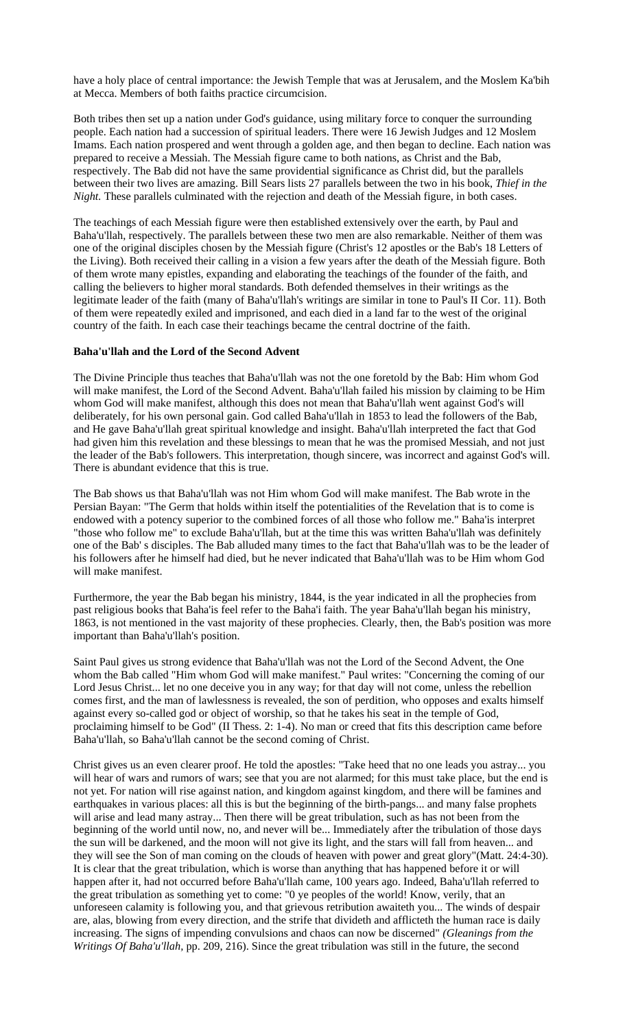have a holy place of central importance: the Jewish Temple that was at Jerusalem, and the Moslem Ka'bih at Mecca. Members of both faiths practice circumcision.

Both tribes then set up a nation under God's guidance, using military force to conquer the surrounding people. Each nation had a succession of spiritual leaders. There were 16 Jewish Judges and 12 Moslem Imams. Each nation prospered and went through a golden age, and then began to decline. Each nation was prepared to receive a Messiah. The Messiah figure came to both nations, as Christ and the Bab, respectively. The Bab did not have the same providential significance as Christ did, but the parallels between their two lives are amazing. Bill Sears lists 27 parallels between the two in his book, *Thief in the Night.* These parallels culminated with the rejection and death of the Messiah figure, in both cases.

The teachings of each Messiah figure were then established extensively over the earth, by Paul and Baha'u'llah, respectively. The parallels between these two men are also remarkable. Neither of them was one of the original disciples chosen by the Messiah figure (Christ's 12 apostles or the Bab's 18 Letters of the Living). Both received their calling in a vision a few years after the death of the Messiah figure. Both of them wrote many epistles, expanding and elaborating the teachings of the founder of the faith, and calling the believers to higher moral standards. Both defended themselves in their writings as the legitimate leader of the faith (many of Baha'u'llah's writings are similar in tone to Paul's II Cor. 11). Both of them were repeatedly exiled and imprisoned, and each died in a land far to the west of the original country of the faith. In each case their teachings became the central doctrine of the faith.

**Baha'u'llah and the Lord of the Second Advent**

The Divine Principle thus teaches that Baha'u'llah was not the one foretold by the Bab: Him whom God will make manifest, the Lord of the Second Advent. Baha'u'llah failed his mission by claiming to be Him whom God will make manifest, although this does not mean that Baha'u'llah went against God's will deliberately, for his own personal gain. God called Baha'u'llah in 1853 to lead the followers of the Bab, and He gave Baha'u'llah great spiritual knowledge and insight. Baha'u'llah interpreted the fact that God had given him this revelation and these blessings to mean that he was the promised Messiah, and not just the leader of the Bab's followers. This interpretation, though sincere, was incorrect and against God's will. There is abundant evidence that this is true.

The Bab shows us that Baha'u'llah was not Him whom God will make manifest. The Bab wrote in the Persian Bayan: "The Germ that holds within itself the potentialities of the Revelation that is to come is endowed with a potency superior to the combined forces of all those who follow me." Baha'is interpret "those who follow me" to exclude Baha'u'llah, but at the time this was written Baha'u'llah was definitely one of the Bab' s disciples. The Bab alluded many times to the fact that Baha'u'llah was to be the leader of his followers after he himself had died, but he never indicated that Baha'u'llah was to be Him whom God will make manifest.

Furthermore, the year the Bab began his ministry, 1844, is the year indicated in all the prophecies from past religious books that Baha'is feel refer to the Baha'i faith. The year Baha'u'llah began his ministry, 1863, is not mentioned in the vast majority of these prophecies. Clearly, then, the Bab's position was more important than Baha'u'llah's position.

Saint Paul gives us strong evidence that Baha'u'llah was not the Lord of the Second Advent, the One whom the Bab called "Him whom God will make manifest." Paul writes: "Concerning the coming of our Lord Jesus Christ... let no one deceive you in any way; for that day will not come, unless the rebellion comes first, and the man of lawlessness is revealed, the son of perdition, who opposes and exalts himself against every so-called god or object of worship, so that he takes his seat in the temple of God, proclaiming himself to be God" (II Thess. 2: 1-4). No man or creed that fits this description came before Baha'u'llah, so Baha'u'llah cannot be the second coming of Christ.

Christ gives us an even clearer proof. He told the apostles: "Take heed that no one leads you astray... you will hear of wars and rumors of wars; see that you are not alarmed; for this must take place, but the end is not yet. For nation will rise against nation, and kingdom against kingdom, and there will be famines and earthquakes in various places: all this is but the beginning of the birth-pangs... and many false prophets will arise and lead many astray... Then there will be great tribulation, such as has not been from the beginning of the world until now, no, and never will be... Immediately after the tribulation of those days the sun will be darkened, and the moon will not give its light, and the stars will fall from heaven... and they will see the Son of man coming on the clouds of heaven with power and great glory"(Matt. 24:4-30). It is clear that the great tribulation, which is worse than anything that has happened before it or will happen after it, had not occurred before Baha'u'llah came, 100 years ago. Indeed, Baha'u'llah referred to the great tribulation as something yet to come: "0 ye peoples of the world! Know, verily, that an unforeseen calamity is following you, and that grievous retribution awaiteth you... The winds of despair are, alas, blowing from every direction, and the strife that divideth and afflicteth the human race is daily increasing. The signs of impending convulsions and chaos can now be discerned" *(Gleanings from the Writings Of Baha'u'llah,* pp. 209, 216). Since the great tribulation was still in the future, the second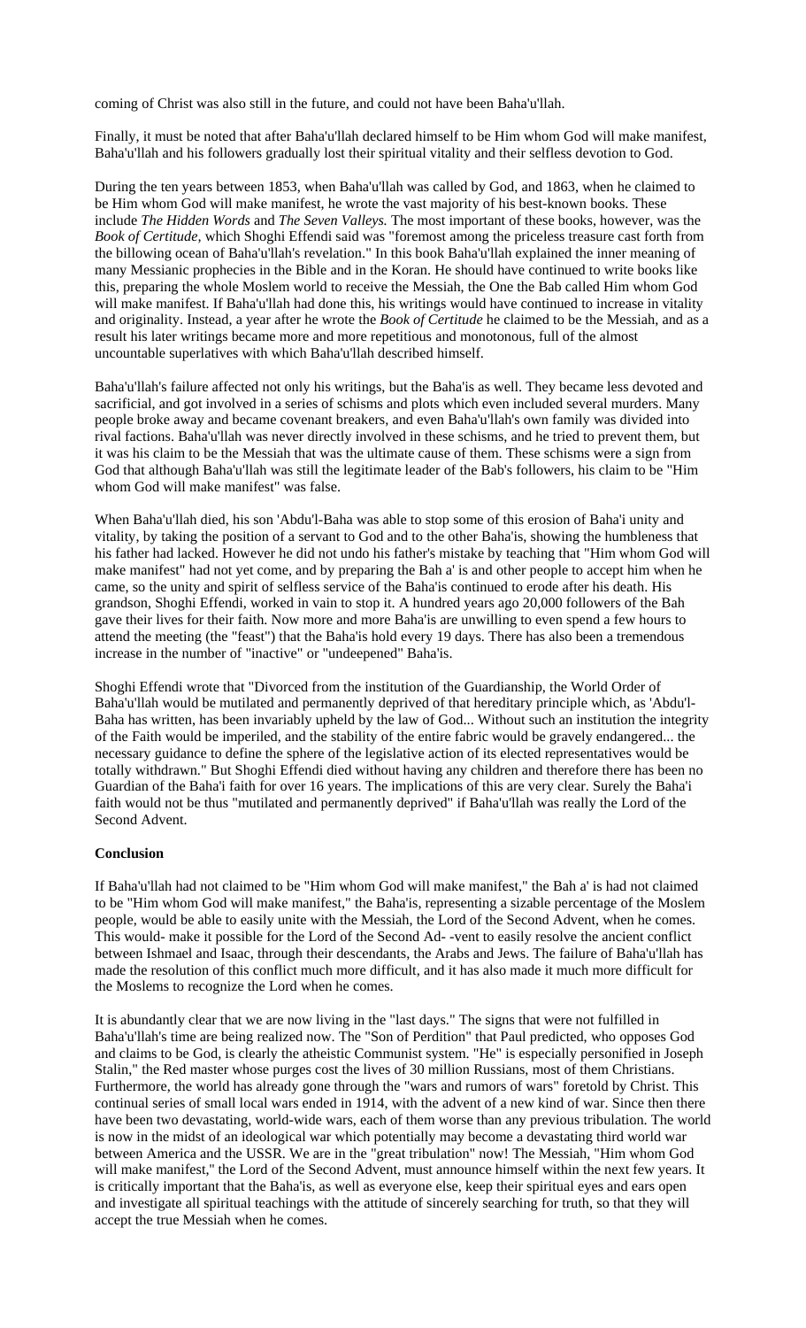coming of Christ was also still in the future, and could not have been Baha'u'llah.

Finally, it must be noted that after Baha'u'llah declared himself to be Him whom God will make manifest, Baha'u'llah and his followers gradually lost their spiritual vitality and their selfless devotion to God.

During the ten years between 1853, when Baha'u'llah was called by God, and 1863, when he claimed to be Him whom God will make manifest, he wrote the vast majority of his best-known books. These include *The Hidden Words* and *The Seven Valleys.* The most important of these books, however, was the *Book of Certitude,* which Shoghi Effendi said was "foremost among the priceless treasure cast forth from the billowing ocean of Baha'u'llah's revelation." In this book Baha'u'llah explained the inner meaning of many Messianic prophecies in the Bible and in the Koran. He should have continued to write books like this, preparing the whole Moslem world to receive the Messiah, the One the Bab called Him whom God will make manifest. If Baha'u'llah had done this, his writings would have continued to increase in vitality and originality. Instead, a year after he wrote the *Book of Certitude* he claimed to be the Messiah, and as a result his later writings became more and more repetitious and monotonous, full of the almost uncountable superlatives with which Baha'u'llah described himself.

Baha'u'llah's failure affected not only his writings, but the Baha'is as well. They became less devoted and sacrificial, and got involved in a series of schisms and plots which even included several murders. Many people broke away and became covenant breakers, and even Baha'u'llah's own family was divided into rival factions. Baha'u'llah was never directly involved in these schisms, and he tried to prevent them, but it was his claim to be the Messiah that was the ultimate cause of them. These schisms were a sign from God that although Baha'u'llah was still the legitimate leader of the Bab's followers, his claim to be "Him whom God will make manifest" was false.

When Baha'u'llah died, his son 'Abdu'l-Baha was able to stop some of this erosion of Baha'i unity and vitality, by taking the position of a servant to God and to the other Baha'is, showing the humbleness that his father had lacked. However he did not undo his father's mistake by teaching that "Him whom God will make manifest" had not yet come, and by preparing the Bah a' is and other people to accept him when he came, so the unity and spirit of selfless service of the Baha'is continued to erode after his death. His grandson, Shoghi Effendi, worked in vain to stop it. A hundred years ago 20,000 followers of the Bah gave their lives for their faith. Now more and more Baha'is are unwilling to even spend a few hours to attend the meeting (the "feast") that the Baha'is hold every 19 days. There has also been a tremendous increase in the number of "inactive" or "undeepened" Baha'is.

Shoghi Effendi wrote that "Divorced from the institution of the Guardianship, the World Order of Baha'u'llah would be mutilated and permanently deprived of that hereditary principle which, as 'Abdu'l-Baha has written, has been invariably upheld by the law of God... Without such an institution the integrity of the Faith would be imperiled, and the stability of the entire fabric would be gravely endangered... the necessary guidance to define the sphere of the legislative action of its elected representatives would be totally withdrawn." But Shoghi Effendi died without having any children and therefore there has been no Guardian of the Baha'i faith for over 16 years. The implications of this are very clear. Surely the Baha'i faith would not be thus "mutilated and permanently deprived" if Baha'u'llah was really the Lord of the Second Advent.

**Conclusion**

If Baha'u'llah had not claimed to be "Him whom God will make manifest," the Bah a' is had not claimed to be "Him whom God will make manifest," the Baha'is, representing a sizable percentage of the Moslem people, would be able to easily unite with the Messiah, the Lord of the Second Advent, when he comes. This would- make it possible for the Lord of the Second Ad- -vent to easily resolve the ancient conflict between Ishmael and Isaac, through their descendants, the Arabs and Jews. The failure of Baha'u'llah has made the resolution of this conflict much more difficult, and it has also made it much more difficult for the Moslems to recognize the Lord when he comes.

It is abundantly clear that we are now living in the "last days." The signs that were not fulfilled in Baha'u'llah's time are being realized now. The "Son of Perdition" that Paul predicted, who opposes God and claims to be God, is clearly the atheistic Communist system. "He" is especially personified in Joseph Stalin," the Red master whose purges cost the lives of 30 million Russians, most of them Christians. Furthermore, the world has already gone through the "wars and rumors of wars" foretold by Christ. This continual series of small local wars ended in 1914, with the advent of a new kind of war. Since then there have been two devastating, world-wide wars, each of them worse than any previous tribulation. The world is now in the midst of an ideological war which potentially may become a devastating third world war between America and the USSR. We are in the "great tribulation" now! The Messiah, "Him whom God will make manifest," the Lord of the Second Advent, must announce himself within the next few years. It is critically important that the Baha'is, as well as everyone else, keep their spiritual eyes and ears open and investigate all spiritual teachings with the attitude of sincerely searching for truth, so that they will accept the true Messiah when he comes.